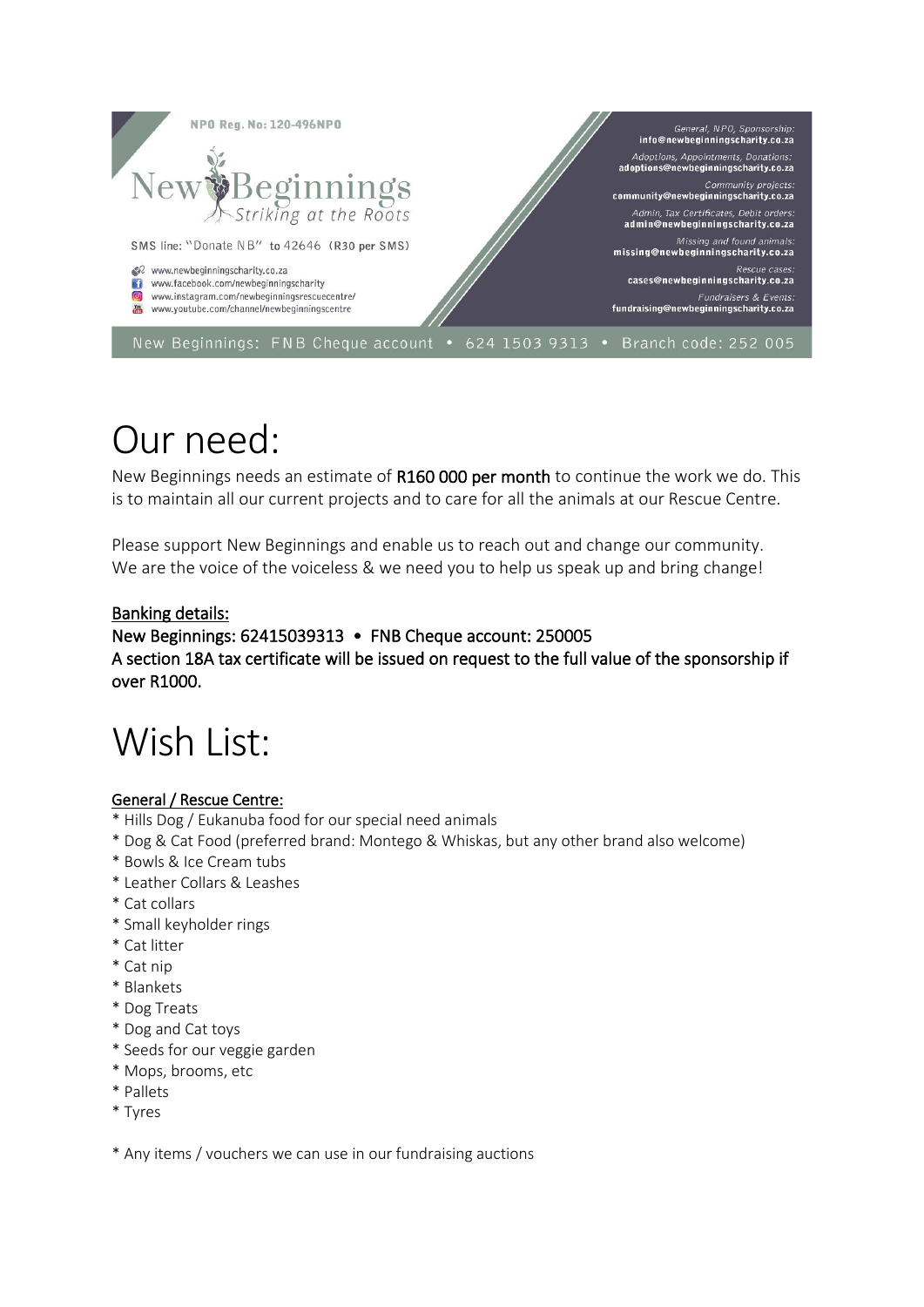NPO Reg. No: 120-496NPO

New Beginnings
Striking at the Roots

SMS line: "Donate NB" to 42646 (R30 per SMS)

www.newbeginningscharity.co.za
www.facebook.com/newbeginningscharity
www.instagram.com/newbeginningsrescuecentre/
www.youtube.com/channel/newbeginningscentre

*General, NPO, Sponsorship:* info@newbeginningscharity.co.za
*Adoptions, Appointments, Donations:* adoptions@newbeginningscharity.co.za
*Community projects:* community@newbeginningscharity.co.za
*Admin, Tax Certificates, Debit orders:* admin@newbeginningscharity.co.za
*Missing and found animals:* missing@newbeginningscharity.co.za
*Rescue cases:* cases@newbeginningscharity.co.za
*Fundraisers & Events:* fundraising@newbeginningscharity.co.za

New Beginnings: FNB Cheque account • 624 1503 9313 • Branch code: 252 005

# Our need:

New Beginnings needs an estimate of **R160 000 per month** to continue the work we do. This is to maintain all our current projects and to care for all the animals at our Rescue Centre.

Please support New Beginnings and enable us to reach out and change our community.
We are the voice of the voiceless & we need you to help us speak up and bring change!

**Banking details:**
**New Beginnings: 62415039313 • FNB Cheque account: 250005**
**A section 18A tax certificate will be issued on request to the full value of the sponsorship if over R1000.**

# Wish List:

**General / Rescue Centre:**

* Hills Dog / Eukanuba food for our special need animals
* Dog & Cat Food (preferred brand: Montego & Whiskas, but any other brand also welcome)
* Bowls & Ice Cream tubs
* Leather Collars & Leashes
* Cat collars
* Small keyholder rings
* Cat litter
* Cat nip
* Blankets
* Dog Treats
* Dog and Cat toys
* Seeds for our veggie garden
* Mops, brooms, etc
* Pallets
* Tyres

* Any items / vouchers we can use in our fundraising auctions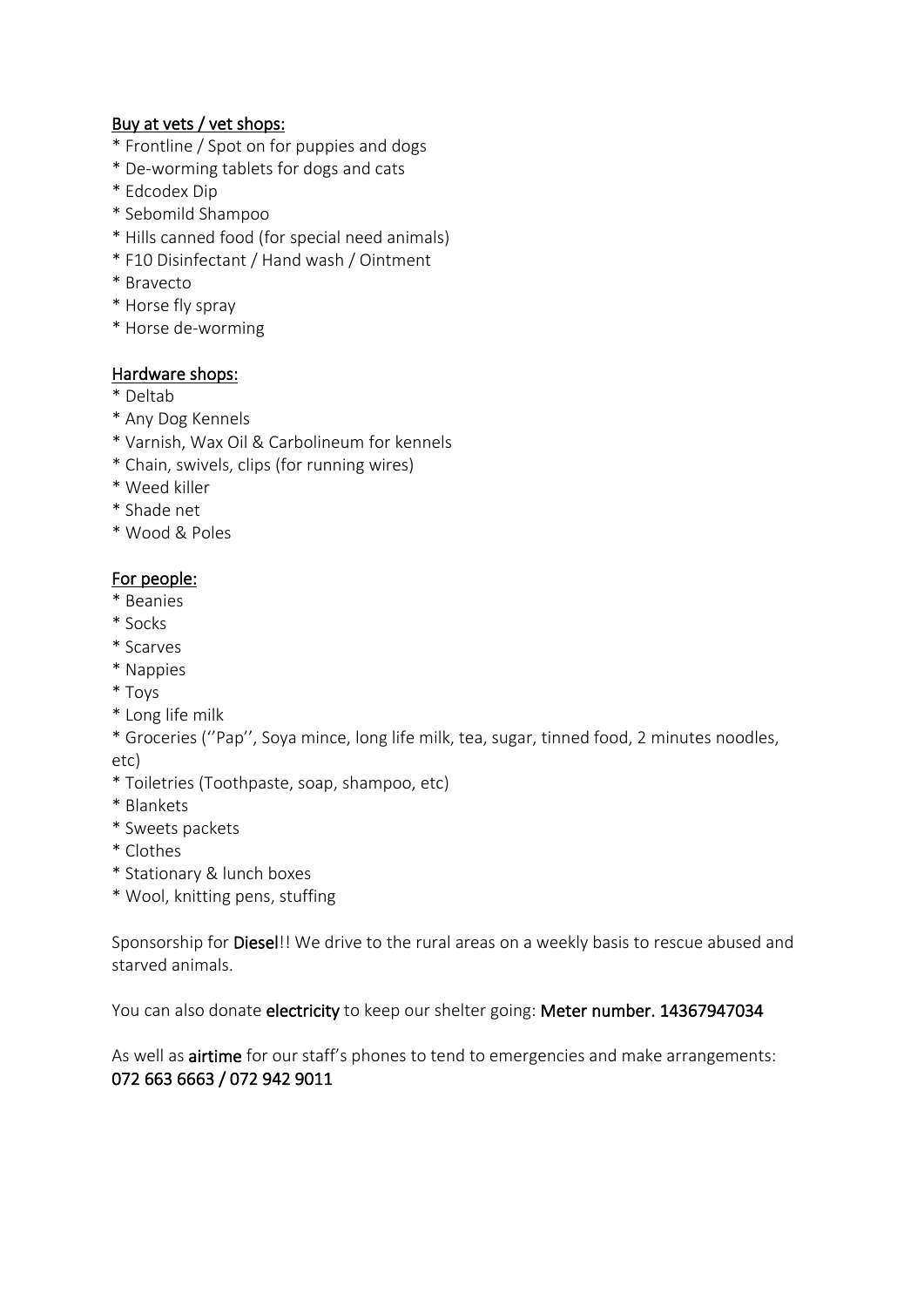<u>Buy at vets / vet shops:</u>

* Frontline / Spot on for puppies and dogs
* De-worming tablets for dogs and cats
* Edcodex Dip
* Sebomild Shampoo
* Hills canned food (for special need animals)
* F10 Disinfectant / Hand wash / Ointment
* Bravecto
* Horse fly spray
* Horse de-worming

<u>Hardware shops:</u>

* Deltab
* Any Dog Kennels
* Varnish, Wax Oil & Carbolineum for kennels
* Chain, swivels, clips (for running wires)
* Weed killer
* Shade net
* Wood & Poles

<u>For people:</u>

* Beanies
* Socks
* Scarves
* Nappies
* Toys
* Long life milk
* Groceries (''Pap'', Soya mince, long life milk, tea, sugar, tinned food, 2 minutes noodles, etc)
* Toiletries (Toothpaste, soap, shampoo, etc)
* Blankets
* Sweets packets
* Clothes
* Stationary & lunch boxes
* Wool, knitting pens, stuffing

Sponsorship for **Diesel**!! We drive to the rural areas on a weekly basis to rescue abused and starved animals.

You can also donate **electricity** to keep our shelter going: Meter number. 14367947034

As well as **airtime** for our staff's phones to tend to emergencies and make arrangements: 072 663 6663 / 072 942 9011